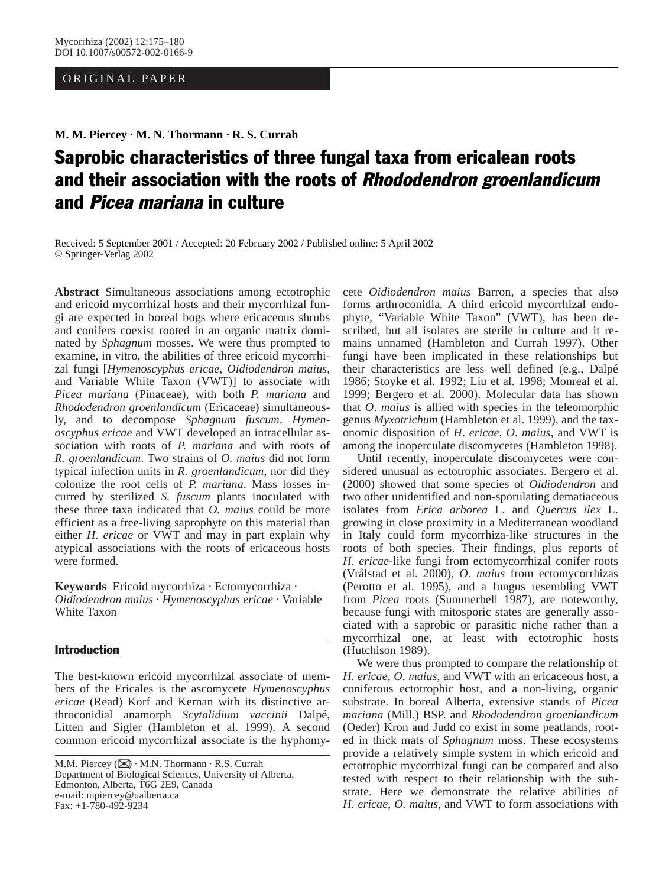ORIGINAL PAPER

**M. M. Piercey · M. N. Thormann · R. S. Currah**

# Saprobic characteristics of three fungal taxa from ericalean roots and their association with the roots of *Rhododendron groenlandicum* and *Picea mariana* in culture

Received: 5 September 2001 / Accepted: 20 February 2002 / Published online: 5 April 2002
© Springer-Verlag 2002

**Abstract** Simultaneous associations among ectotrophic and ericoid mycorrhizal hosts and their mycorrhizal fungi are expected in boreal bogs where ericaceous shrubs and conifers coexist rooted in an organic matrix dominated by *Sphagnum* mosses. We were thus prompted to examine, in vitro, the abilities of three ericoid mycorrhizal fungi [*Hymenoscyphus ericae*, *Oidiodendron maius*, and Variable White Taxon (VWT)] to associate with *Picea mariana* (Pinaceae), with both *P. mariana* and *Rhododendron groenlandicum* (Ericaceae) simultaneously, and to decompose *Sphagnum fuscum*. *Hymenoscyphus ericae* and VWT developed an intracellular association with roots of *P. mariana* and with roots of *R. groenlandicum*. Two strains of *O. maius* did not form typical infection units in *R. groenlandicum*, nor did they colonize the root cells of *P. mariana*. Mass losses incurred by sterilized *S. fuscum* plants inoculated with these three taxa indicated that *O. maius* could be more efficient as a free-living saprophyte on this material than either *H. ericae* or VWT and may in part explain why atypical associations with the roots of ericaceous hosts were formed.

**Keywords** Ericoid mycorrhiza · Ectomycorrhiza · *Oidiodendron maius* · *Hymenoscyphus ericae* · Variable White Taxon

## Introduction

The best-known ericoid mycorrhizal associate of members of the Ericales is the ascomycete *Hymenoscyphus ericae* (Read) Korf and Kernan with its distinctive arthroconidial anamorph *Scytalidium vaccinii* Dalpé, Litten and Sigler (Hambleton et al. 1999). A second common ericoid mycorrhizal associate is the hyphomycete *Oidiodendron maius* Barron, a species that also forms arthroconidia. A third ericoid mycorrhizal endophyte, "Variable White Taxon" (VWT), has been described, but all isolates are sterile in culture and it remains unnamed (Hambleton and Currah 1997). Other fungi have been implicated in these relationships but their characteristics are less well defined (e.g., Dalpé 1986; Stoyke et al. 1992; Liu et al. 1998; Monreal et al. 1999; Bergero et al. 2000). Molecular data has shown that *O. maius* is allied with species in the teleomorphic genus *Myxotrichum* (Hambleton et al. 1999), and the taxonomic disposition of *H. ericae*, *O. maius*, and VWT is among the inoperculate discomycetes (Hambleton 1998).

Until recently, inoperculate discomycetes were considered unusual as ectotrophic associates. Bergero et al. (2000) showed that some species of *Oidiodendron* and two other unidentified and non-sporulating dematiaceous isolates from *Erica arborea* L. and *Quercus ilex* L. growing in close proximity in a Mediterranean woodland in Italy could form mycorrhiza-like structures in the roots of both species. Their findings, plus reports of *H. ericae*-like fungi from ectomycorrhizal conifer roots (Vrålstad et al. 2000), *O. maius* from ectomycorrhizas (Perotto et al. 1995), and a fungus resembling VWT from *Picea* roots (Summerbell 1987), are noteworthy, because fungi with mitosporic states are generally associated with a saprobic or parasitic niche rather than a mycorrhizal one, at least with ectotrophic hosts (Hutchison 1989).

We were thus prompted to compare the relationship of *H. ericae*, *O. maius*, and VWT with an ericaceous host, a coniferous ectotrophic host, and a non-living, organic substrate. In boreal Alberta, extensive stands of *Picea mariana* (Mill.) BSP. and *Rhododendron groenlandicum* (Oeder) Kron and Judd co exist in some peatlands, rooted in thick mats of *Sphagnum* moss. These ecosystems provide a relatively simple system in which ericoid and ectotrophic mycorrhizal fungi can be compared and also tested with respect to their relationship with the substrate. Here we demonstrate the relative abilities of *H. ericae*, *O. maius*, and VWT to form associations with

M.M. Piercey (✉) · M.N. Thormann · R.S. Currah
Department of Biological Sciences, University of Alberta, Edmonton, Alberta, T6G 2E9, Canada
e-mail: mpiercey@ualberta.ca
Fax: +1-780-492-9234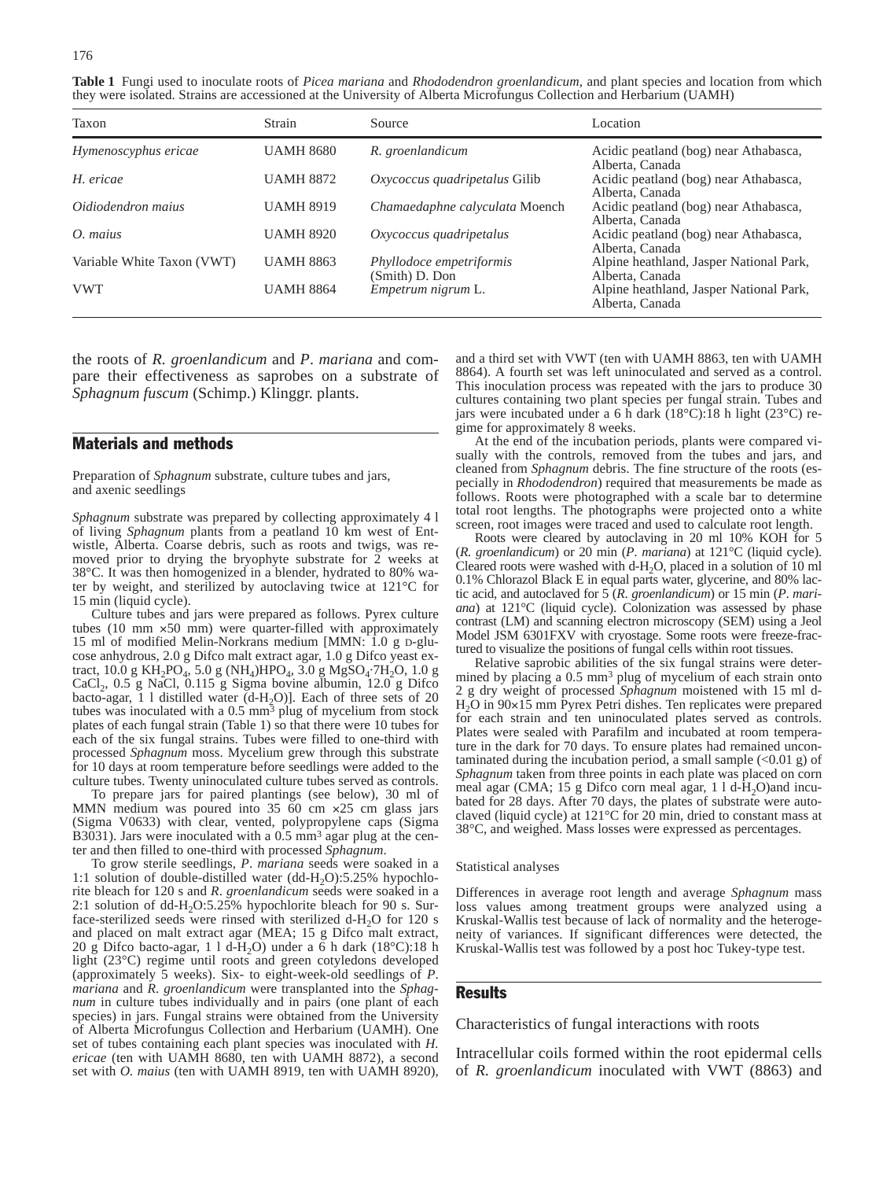**Table 1** Fungi used to inoculate roots of *Picea mariana* and *Rhododendron groenlandicum*, and plant species and location from which they were isolated. Strains are accessioned at the University of Alberta Microfungus Collection and Herbarium (UAMH)

| Taxon | Strain | Source | Location |
|---|---|---|---|
| *Hymenoscyphus ericae* | UAMH 8680 | *R. groenlandicum* | Acidic peatland (bog) near Athabasca, Alberta, Canada |
| *H. ericae* | UAMH 8872 | *Oxycoccus quadripetalus* Gilib | Acidic peatland (bog) near Athabasca, Alberta, Canada |
| *Oidiodendron maius* | UAMH 8919 | *Chamaedaphne calyculata* Moench | Acidic peatland (bog) near Athabasca, Alberta, Canada |
| *O. maius* | UAMH 8920 | *Oxycoccus quadripetalus* | Acidic peatland (bog) near Athabasca, Alberta, Canada |
| Variable White Taxon (VWT) | UAMH 8863 | *Phyllodoce empetriformis* (Smith) D. Don | Alpine heathland, Jasper National Park, Alberta, Canada |
| VWT | UAMH 8864 | *Empetrum nigrum* L. | Alpine heathland, Jasper National Park, Alberta, Canada |

the roots of *R. groenlandicum* and *P. mariana* and compare their effectiveness as saprobes on a substrate of *Sphagnum fuscum* (Schimp.) Klinggr. plants.

## Materials and methods

### Preparation of *Sphagnum* substrate, culture tubes and jars, and axenic seedlings

*Sphagnum* substrate was prepared by collecting approximately 4 l of living *Sphagnum* plants from a peatland 10 km west of Entwistle, Alberta. Coarse debris, such as roots and twigs, was removed prior to drying the bryophyte substrate for 2 weeks at 38°C. It was then homogenized in a blender, hydrated to 80% water by weight, and sterilized by autoclaving twice at 121°C for 15 min (liquid cycle).

Culture tubes and jars were prepared as follows. Pyrex culture tubes (10 mm ×50 mm) were quarter-filled with approximately 15 ml of modified Melin-Norkrans medium [MMN: 1.0 g D-glucose anhydrous, 2.0 g Difco malt extract agar, 1.0 g Difco yeast extract, 10.0 g $KH_2PO_4$, 5.0 g $(NH_4)HPO_4$, 3.0 g $MgSO_4 \cdot 7H_2O$, 1.0 g $CaCl_2$, 0.5 g NaCl, 0.115 g Sigma bovine albumin, 12.0 g Difco bacto-agar, 1 l distilled water (d-$H_2O$)]. Each of three sets of 20 tubes was inoculated with a 0.5 $mm^3$ plug of mycelium from stock plates of each fungal strain (Table 1) so that there were 10 tubes for each of the six fungal strains. Tubes were filled to one-third with processed *Sphagnum* moss. Mycelium grew through this substrate for 10 days at room temperature before seedlings were added to the culture tubes. Twenty uninoculated culture tubes served as controls.

To prepare jars for paired plantings (see below), 30 ml of MMN medium was poured into 35 60 cm ×25 cm glass jars (Sigma V0633) with clear, vented, polypropylene caps (Sigma B3031). Jars were inoculated with a 0.5 $mm^3$ agar plug at the center and then filled to one-third with processed *Sphagnum*.

To grow sterile seedlings, *P. mariana* seeds were soaked in a 1:1 solution of double-distilled water (dd-$H_2O$):5.25% hypochlorite bleach for 120 s and *R. groenlandicum* seeds were soaked in a 2:1 solution of dd-$H_2O$:5.25% hypochlorite bleach for 90 s. Surface-sterilized seeds were rinsed with sterilized d-$H_2O$ for 120 s and placed on malt extract agar (MEA; 15 g Difco malt extract, 20 g Difco bacto-agar, 1 l d-$H_2O$) under a 6 h dark (18°C):18 h light (23°C) regime until roots and green cotyledons developed (approximately 5 weeks). Six- to eight-week-old seedlings of *P. mariana* and *R. groenlandicum* were transplanted into the *Sphagnum* in culture tubes individually and in pairs (one plant of each species) in jars. Fungal strains were obtained from the University of Alberta Microfungus Collection and Herbarium (UAMH). One set of tubes containing each plant species was inoculated with *H. ericae* (ten with UAMH 8680, ten with UAMH 8872), a second set with *O. maius* (ten with UAMH 8919, ten with UAMH 8920), and a third set with VWT (ten with UAMH 8863, ten with UAMH 8864). A fourth set was left uninoculated and served as a control. This inoculation process was repeated with the jars to produce 30 cultures containing two plant species per fungal strain. Tubes and jars were incubated under a 6 h dark (18°C):18 h light (23°C) regime for approximately 8 weeks.

At the end of the incubation periods, plants were compared visually with the controls, removed from the tubes and jars, and cleaned from *Sphagnum* debris. The fine structure of the roots (especially in *Rhododendron*) required that measurements be made as follows. Roots were photographed with a scale bar to determine total root lengths. The photographs were projected onto a white screen, root images were traced and used to calculate root length.

Roots were cleared by autoclaving in 20 ml 10% KOH for 5 (*R. groenlandicum*) or 20 min (*P. mariana*) at 121°C (liquid cycle). Cleared roots were washed with d-$H_2O$, placed in a solution of 10 ml 0.1% Chlorazol Black E in equal parts water, glycerine, and 80% lactic acid, and autoclaved for 5 (*R. groenlandicum*) or 15 min (*P. mariana*) at 121°C (liquid cycle). Colonization was assessed by phase contrast (LM) and scanning electron microscopy (SEM) using a Jeol Model JSM 6301FXV with cryostage. Some roots were freeze-fractured to visualize the positions of fungal cells within root tissues.

Relative saprobic abilities of the six fungal strains were determined by placing a 0.5 $mm^3$ plug of mycelium of each strain onto 2 g dry weight of processed *Sphagnum* moistened with 15 ml d-$H_2O$ in 90×15 mm Pyrex Petri dishes. Ten replicates were prepared for each strain and ten uninoculated plates served as controls. Plates were sealed with Parafilm and incubated at room temperature in the dark for 70 days. To ensure plates had remained uncontaminated during the incubation period, a small sample (<0.01 g) of *Sphagnum* taken from three points in each plate was placed on corn meal agar (CMA; 15 g Difco corn meal agar, 1 l d-$H_2O$)and incubated for 28 days. After 70 days, the plates of substrate were autoclaved (liquid cycle) at 121°C for 20 min, dried to constant mass at 38°C, and weighed. Mass losses were expressed as percentages.

### Statistical analyses

Differences in average root length and average *Sphagnum* mass loss values among treatment groups were analyzed using a Kruskal-Wallis test because of lack of normality and the heterogeneity of variances. If significant differences were detected, the Kruskal-Wallis test was followed by a post hoc Tukey-type test.

## Results

### Characteristics of fungal interactions with roots

Intracellular coils formed within the root epidermal cells of *R. groenlandicum* inoculated with VWT (8863) and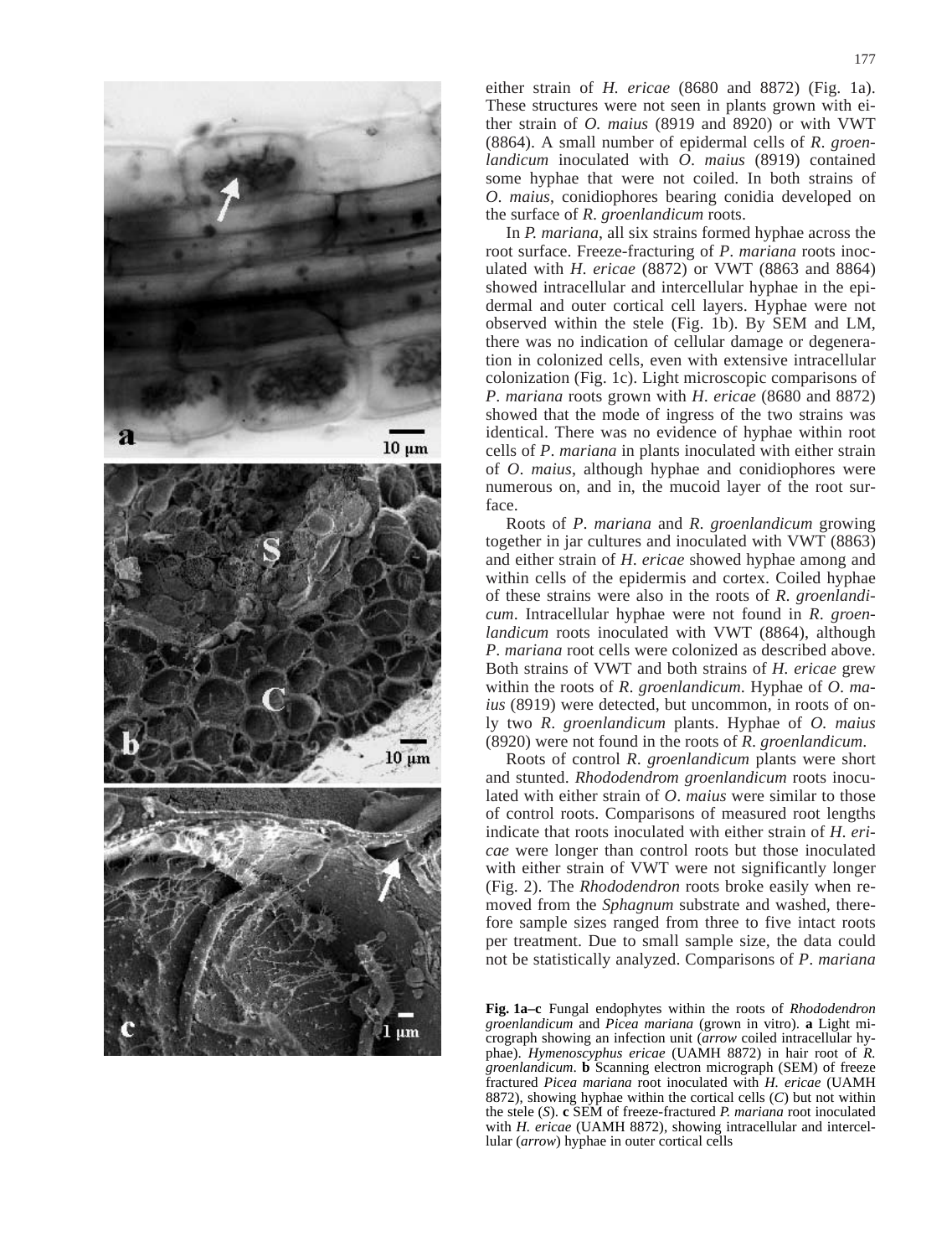either strain of *H. ericae* (8680 and 8872) (Fig. 1a). These structures were not seen in plants grown with either strain of *O. maius* (8919 and 8920) or with VWT (8864). A small number of epidermal cells of *R. groenlandicum* inoculated with *O. maius* (8919) contained some hyphae that were not coiled. In both strains of *O. maius*, conidiophores bearing conidia developed on the surface of *R. groenlandicum* roots.

In *P. mariana*, all six strains formed hyphae across the root surface. Freeze-fracturing of *P. mariana* roots inoculated with *H. ericae* (8872) or VWT (8863 and 8864) showed intracellular and intercellular hyphae in the epidermal and outer cortical cell layers. Hyphae were not observed within the stele (Fig. 1b). By SEM and LM, there was no indication of cellular damage or degeneration in colonized cells, even with extensive intracellular colonization (Fig. 1c). Light microscopic comparisons of *P. mariana* roots grown with *H. ericae* (8680 and 8872) showed that the mode of ingress of the two strains was identical. There was no evidence of hyphae within root cells of *P. mariana* in plants inoculated with either strain of *O. maius*, although hyphae and conidiophores were numerous on, and in, the mucoid layer of the root surface.

Roots of *P. mariana* and *R. groenlandicum* growing together in jar cultures and inoculated with VWT (8863) and either strain of *H. ericae* showed hyphae among and within cells of the epidermis and cortex. Coiled hyphae of these strains were also in the roots of *R. groenlandicum*. Intracellular hyphae were not found in *R. groenlandicum* roots inoculated with VWT (8864), although *P. mariana* root cells were colonized as described above. Both strains of VWT and both strains of *H. ericae* grew within the roots of *R. groenlandicum*. Hyphae of *O. maius* (8919) were detected, but uncommon, in roots of only two *R. groenlandicum* plants. Hyphae of *O. maius* (8920) were not found in the roots of *R. groenlandicum*.

Roots of control *R. groenlandicum* plants were short and stunted. *Rhododendrom groenlandicum* roots inoculated with either strain of *O. maius* were similar to those of control roots. Comparisons of measured root lengths indicate that roots inoculated with either strain of *H. ericae* were longer than control roots but those inoculated with either strain of VWT were not significantly longer (Fig. 2). The *Rhododendron* roots broke easily when removed from the *Sphagnum* substrate and washed, therefore sample sizes ranged from three to five intact roots per treatment. Due to small sample size, the data could not be statistically analyzed. Comparisons of *P. mariana*

**Fig. 1a–c** Fungal endophytes within the roots of *Rhododendron groenlandicum* and *Picea mariana* (grown in vitro). **a** Light micrograph showing an infection unit (*arrow* coiled intracellular hyphae). *Hymenoscyphus ericae* (UAMH 8872) in hair root of *R. groenlandicum*. **b** Scanning electron micrograph (SEM) of freeze fractured *Picea mariana* root inoculated with *H. ericae* (UAMH 8872), showing hyphae within the cortical cells (*C*) but not within the stele (*S*). **c** SEM of freeze-fractured *P. mariana* root inoculated with *H. ericae* (UAMH 8872), showing intracellular and intercellular (*arrow*) hyphae in outer cortical cells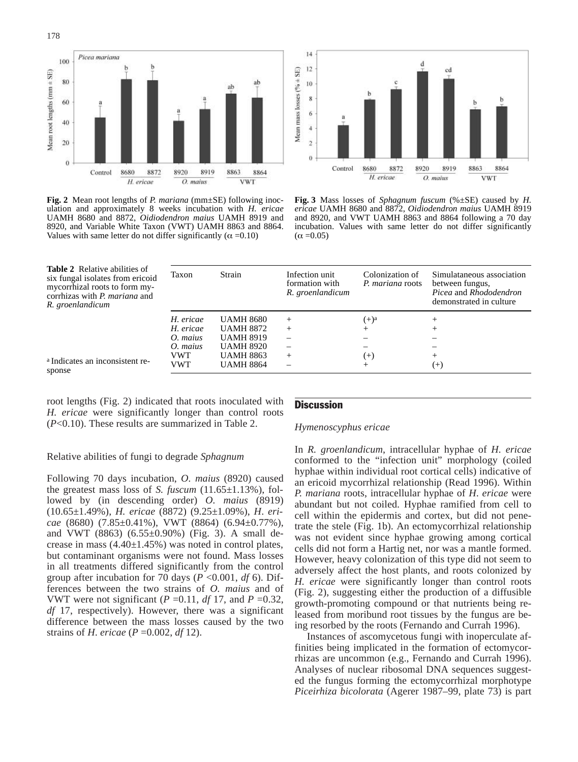**Fig. 2** Mean root lengths of *P. mariana* (mm±SE) following inoculation and approximately 8 weeks incubation with *H. ericae* UAMH 8680 and 8872, *Oidiodendron maius* UAMH 8919 and 8920, and Variable White Taxon (VWT) UAMH 8863 and 8864. Values with same letter do not differ significantly ($\alpha$ =0.10)

**Fig. 3** Mass losses of *Sphagnum fuscum* (%±SE) caused by *H. ericae* UAMH 8680 and 8872, *Oidiodendron maius* UAMH 8919 and 8920, and VWT UAMH 8863 and 8864 following a 70 day incubation. Values with same letter do not differ significantly ($\alpha$ =0.05)

**Table 2** Relative abilities of six fungal isolates from ericoid mycorrhizal roots to form mycorrhizas with *P. mariana* and *R. groenlandicum*

| Taxon | Strain | Infection unit formation with *R. groenlandicum* | Colonization of *P. mariana* roots | Simulataneous association between fungus, *Picea* and *Rhododendron* demonstrated in culture |
|---|---|---|---|---|
| *H. ericae* | UAMH 8680 | + | (+)[a] | + |
| *H. ericae* | UAMH 8872 | + | + | + |
| *O. maius* | UAMH 8919 | – | – | – |
| *O. maius* | UAMH 8920 | – | – | – |
| VWT | UAMH 8863 | + | (+) | + |
| VWT | UAMH 8864 | – | + | (+) |

[a] Indicates an inconsistent response

root lengths (Fig. 2) indicated that roots inoculated with *H. ericae* were significantly longer than control roots ($P$<0.10). These results are summarized in Table 2.

Relative abilities of fungi to degrade *Sphagnum*

Following 70 days incubation, *O. maius* (8920) caused the greatest mass loss of *S. fuscum* (11.65±1.13%), followed by (in descending order) *O. maius* (8919) (10.65±1.49%), *H. ericae* (8872) (9.25±1.09%), *H. ericae* (8680) (7.85±0.41%), VWT (8864) (6.94±0.77%), and VWT (8863) (6.55±0.90%) (Fig. 3). A small decrease in mass (4.40±1.45%) was noted in control plates, but contaminant organisms were not found. Mass losses in all treatments differed significantly from the control group after incubation for 70 days ($P$ <0.001, *df* 6). Differences between the two strains of *O. maius* and of VWT were not significant ($P$ =0.11, *df* 17, and $P$ =0.32, *df* 17, respectively). However, there was a significant difference between the mass losses caused by the two strains of *H. ericae* ($P$ =0.002, *df* 12).

## Discussion

*Hymenoscyphus ericae*

In *R. groenlandicum*, intracellular hyphae of *H. ericae* conformed to the "infection unit" morphology (coiled hyphae within individual root cortical cells) indicative of an ericoid mycorrhizal relationship (Read 1996). Within *P. mariana* roots, intracellular hyphae of *H. ericae* were abundant but not coiled. Hyphae ramified from cell to cell within the epidermis and cortex, but did not penetrate the stele (Fig. 1b). An ectomycorrhizal relationship was not evident since hyphae growing among cortical cells did not form a Hartig net, nor was a mantle formed. However, heavy colonization of this type did not seem to adversely affect the host plants, and roots colonized by *H. ericae* were significantly longer than control roots (Fig. 2), suggesting either the production of a diffusible growth-promoting compound or that nutrients being released from moribund root tissues by the fungus are being resorbed by the roots (Fernando and Currah 1996).

Instances of ascomycetous fungi with inoperculate affinities being implicated in the formation of ectomycorrhizas are uncommon (e.g., Fernando and Currah 1996). Analyses of nuclear ribosomal DNA sequences suggested the fungus forming the ectomycorrhizal morphotype *Piceirhiza bicolorata* (Agerer 1987–99, plate 73) is part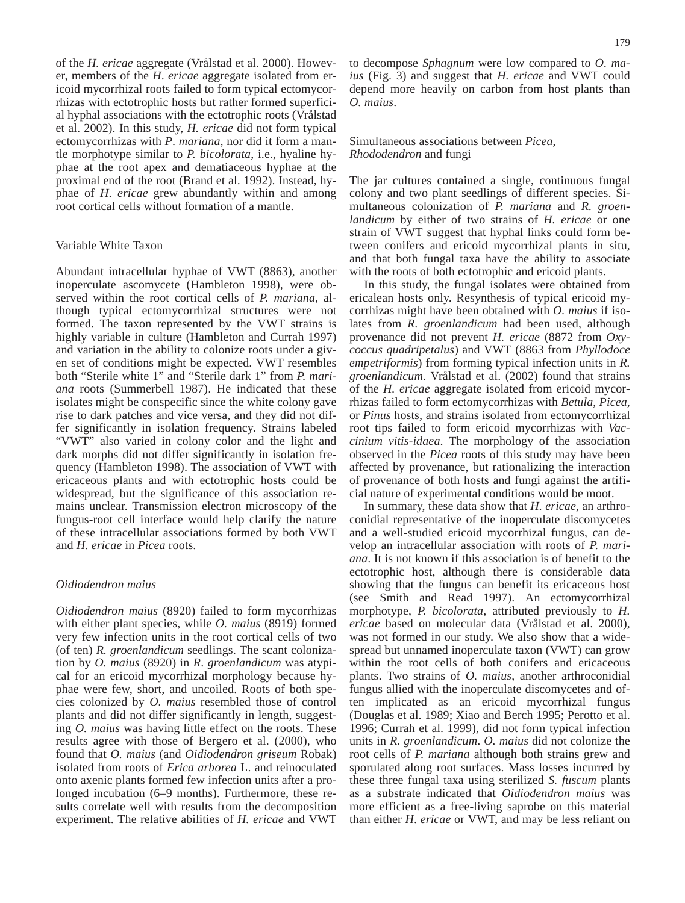of the *H. ericae* aggregate (Vrålstad et al. 2000). However, members of the *H. ericae* aggregate isolated from ericoid mycorrhizal roots failed to form typical ectomycorrhizas with ectotrophic hosts but rather formed superficial hyphal associations with the ectotrophic roots (Vrålstad et al. 2002). In this study, *H. ericae* did not form typical ectomycorrhizas with *P. mariana*, nor did it form a mantle morphotype similar to *P. bicolorata*, i.e., hyaline hyphae at the root apex and dematiaceous hyphae at the proximal end of the root (Brand et al. 1992). Instead, hyphae of *H. ericae* grew abundantly within and among root cortical cells without formation of a mantle.

### Variable White Taxon

Abundant intracellular hyphae of VWT (8863), another inoperculate ascomycete (Hambleton 1998), were observed within the root cortical cells of *P. mariana*, although typical ectomycorrhizal structures were not formed. The taxon represented by the VWT strains is highly variable in culture (Hambleton and Currah 1997) and variation in the ability to colonize roots under a given set of conditions might be expected. VWT resembles both "Sterile white 1" and "Sterile dark 1" from *P. mariana* roots (Summerbell 1987). He indicated that these isolates might be conspecific since the white colony gave rise to dark patches and vice versa, and they did not differ significantly in isolation frequency. Strains labeled "VWT" also varied in colony color and the light and dark morphs did not differ significantly in isolation frequency (Hambleton 1998). The association of VWT with ericaceous plants and with ectotrophic hosts could be widespread, but the significance of this association remains unclear. Transmission electron microscopy of the fungus-root cell interface would help clarify the nature of these intracellular associations formed by both VWT and *H. ericae* in *Picea* roots.

### *Oidiodendron maius*

*Oidiodendron maius* (8920) failed to form mycorrhizas with either plant species, while *O. maius* (8919) formed very few infection units in the root cortical cells of two (of ten) *R. groenlandicum* seedlings. The scant colonization by *O. maius* (8920) in *R. groenlandicum* was atypical for an ericoid mycorrhizal morphology because hyphae were few, short, and uncoiled. Roots of both species colonized by *O. maius* resembled those of control plants and did not differ significantly in length, suggesting *O. maius* was having little effect on the roots. These results agree with those of Bergero et al. (2000), who found that *O. maius* (and *Oidiodendron griseum* Robak) isolated from roots of *Erica arborea* L. and reinoculated onto axenic plants formed few infection units after a prolonged incubation (6–9 months). Furthermore, these results correlate well with results from the decomposition experiment. The relative abilities of *H. ericae* and VWT to decompose *Sphagnum* were low compared to *O. maius* (Fig. 3) and suggest that *H. ericae* and VWT could depend more heavily on carbon from host plants than *O. maius*.

### Simultaneous associations between *Picea*, *Rhododendron* and fungi

The jar cultures contained a single, continuous fungal colony and two plant seedlings of different species. Simultaneous colonization of *P. mariana* and *R. groenlandicum* by either of two strains of *H. ericae* or one strain of VWT suggest that hyphal links could form between conifers and ericoid mycorrhizal plants in situ, and that both fungal taxa have the ability to associate with the roots of both ectotrophic and ericoid plants.

In this study, the fungal isolates were obtained from ericalean hosts only. Resynthesis of typical ericoid mycorrhizas might have been obtained with *O. maius* if isolates from *R. groenlandicum* had been used, although provenance did not prevent *H. ericae* (8872 from *Oxycoccus quadripetalus*) and VWT (8863 from *Phyllodoce empetriformis*) from forming typical infection units in *R. groenlandicum*. Vrålstad et al. (2002) found that strains of the *H. ericae* aggregate isolated from ericoid mycorrhizas failed to form ectomycorrhizas with *Betula*, *Picea*, or *Pinus* hosts, and strains isolated from ectomycorrhizal root tips failed to form ericoid mycorrhizas with *Vaccinium vitis-idaea*. The morphology of the association observed in the *Picea* roots of this study may have been affected by provenance, but rationalizing the interaction of provenance of both hosts and fungi against the artificial nature of experimental conditions would be moot.

In summary, these data show that *H. ericae*, an arthroconidial representative of the inoperculate discomycetes and a well-studied ericoid mycorrhizal fungus, can develop an intracellular association with roots of *P. mariana*. It is not known if this association is of benefit to the ectotrophic host, although there is considerable data showing that the fungus can benefit its ericaceous host (see Smith and Read 1997). An ectomycorrhizal morphotype, *P. bicolorata*, attributed previously to *H. ericae* based on molecular data (Vrålstad et al. 2000), was not formed in our study. We also show that a widespread but unnamed inoperculate taxon (VWT) can grow within the root cells of both conifers and ericaceous plants. Two strains of *O. maius*, another arthroconidial fungus allied with the inoperculate discomycetes and often implicated as an ericoid mycorrhizal fungus (Douglas et al. 1989; Xiao and Berch 1995; Perotto et al. 1996; Currah et al. 1999), did not form typical infection units in *R. groenlandicum*. *O. maius* did not colonize the root cells of *P. mariana* although both strains grew and sporulated along root surfaces. Mass losses incurred by these three fungal taxa using sterilized *S. fuscum* plants as a substrate indicated that *Oidiodendron maius* was more efficient as a free-living saprobe on this material than either *H. ericae* or VWT, and may be less reliant on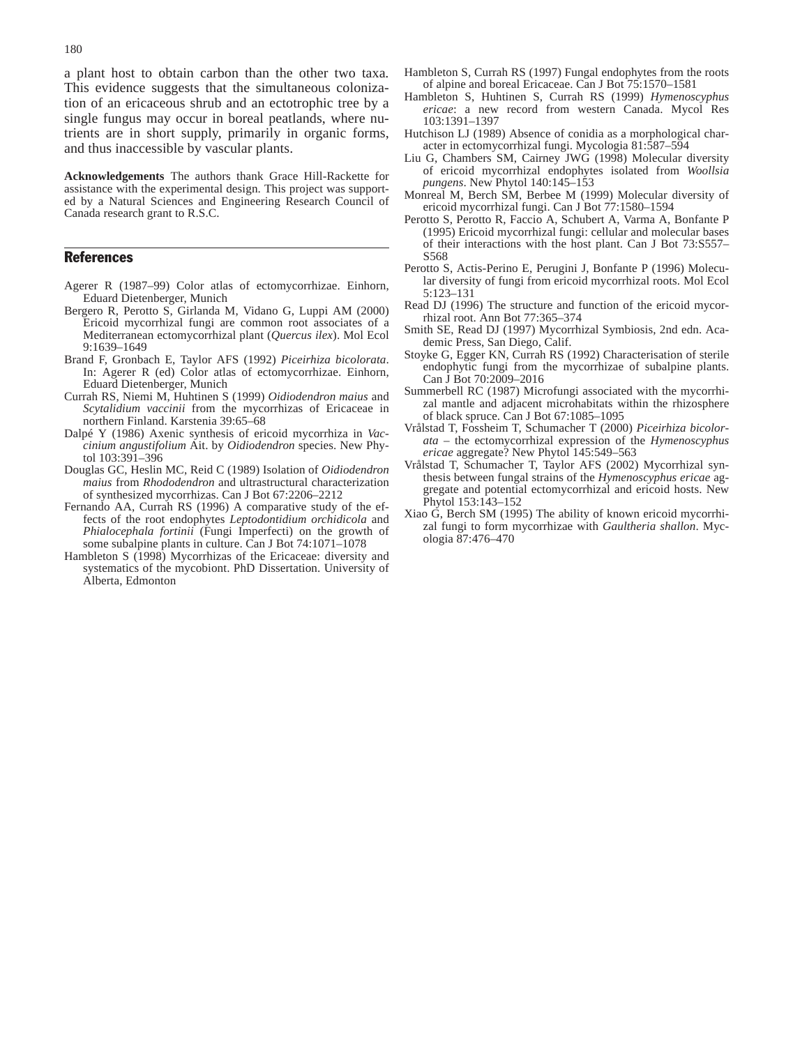a plant host to obtain carbon than the other two taxa. This evidence suggests that the simultaneous colonization of an ericaceous shrub and an ectotrophic tree by a single fungus may occur in boreal peatlands, where nutrients are in short supply, primarily in organic forms, and thus inaccessible by vascular plants.

**Acknowledgements** The authors thank Grace Hill-Rackette for assistance with the experimental design. This project was supported by a Natural Sciences and Engineering Research Council of Canada research grant to R.S.C.

## References

Agerer R (1987–99) Color atlas of ectomycorrhizae. Einhorn, Eduard Dietenberger, Munich

Bergero R, Perotto S, Girlanda M, Vidano G, Luppi AM (2000) Ericoid mycorrhizal fungi are common root associates of a Mediterranean ectomycorrhizal plant (*Quercus ilex*). Mol Ecol 9:1639–1649

Brand F, Gronbach E, Taylor AFS (1992) *Piceirhiza bicolorata*. In: Agerer R (ed) Color atlas of ectomycorrhizae. Einhorn, Eduard Dietenberger, Munich

Currah RS, Niemi M, Huhtinen S (1999) *Oidiodendron maius* and *Scytalidium vaccinii* from the mycorrhizas of Ericaceae in northern Finland. Karstenia 39:65–68

Dalpé Y (1986) Axenic synthesis of ericoid mycorrhiza in *Vaccinium angustifolium* Ait. by *Oidiodendron* species. New Phytol 103:391–396

Douglas GC, Heslin MC, Reid C (1989) Isolation of *Oidiodendron maius* from *Rhododendron* and ultrastructural characterization of synthesized mycorrhizas. Can J Bot 67:2206–2212

Fernando AA, Currah RS (1996) A comparative study of the effects of the root endophytes *Leptodontidium orchidicola* and *Phialocephala fortinii* (Fungi Imperfecti) on the growth of some subalpine plants in culture. Can J Bot 74:1071–1078

Hambleton S (1998) Mycorrhizas of the Ericaceae: diversity and systematics of the mycobiont. PhD Dissertation. University of Alberta, Edmonton

Hambleton S, Currah RS (1997) Fungal endophytes from the roots of alpine and boreal Ericaceae. Can J Bot 75:1570–1581

Hambleton S, Huhtinen S, Currah RS (1999) *Hymenoscyphus ericae*: a new record from western Canada. Mycol Res 103:1391–1397

Hutchison LJ (1989) Absence of conidia as a morphological character in ectomycorrhizal fungi. Mycologia 81:587–594

Liu G, Chambers SM, Cairney JWG (1998) Molecular diversity of ericoid mycorrhizal endophytes isolated from *Woollsia pungens*. New Phytol 140:145–153

Monreal M, Berch SM, Berbee M (1999) Molecular diversity of ericoid mycorrhizal fungi. Can J Bot 77:1580–1594

Perotto S, Perotto R, Faccio A, Schubert A, Varma A, Bonfante P (1995) Ericoid mycorrhizal fungi: cellular and molecular bases of their interactions with the host plant. Can J Bot 73:S557–S568

Perotto S, Actis-Perino E, Perugini J, Bonfante P (1996) Molecular diversity of fungi from ericoid mycorrhizal roots. Mol Ecol 5:123–131

Read DJ (1996) The structure and function of the ericoid mycorrhizal root. Ann Bot 77:365–374

Smith SE, Read DJ (1997) Mycorrhizal Symbiosis, 2nd edn. Academic Press, San Diego, Calif.

Stoyke G, Egger KN, Currah RS (1992) Characterisation of sterile endophytic fungi from the mycorrhizae of subalpine plants. Can J Bot 70:2009–2016

Summerbell RC (1987) Microfungi associated with the mycorrhizal mantle and adjacent microhabitats within the rhizosphere of black spruce. Can J Bot 67:1085–1095

Vrålstad T, Fossheim T, Schumacher T (2000) *Piceirhiza bicolorata* – the ectomycorrhizal expression of the *Hymenoscyphus ericae* aggregate? New Phytol 145:549–563

Vrålstad T, Schumacher T, Taylor AFS (2002) Mycorrhizal synthesis between fungal strains of the *Hymenoscyphus ericae* aggregate and potential ectomycorrhizal and ericoid hosts. New Phytol 153:143–152

Xiao G, Berch SM (1995) The ability of known ericoid mycorrhizal fungi to form mycorrhizae with *Gaultheria shallon*. Mycologia 87:476–470